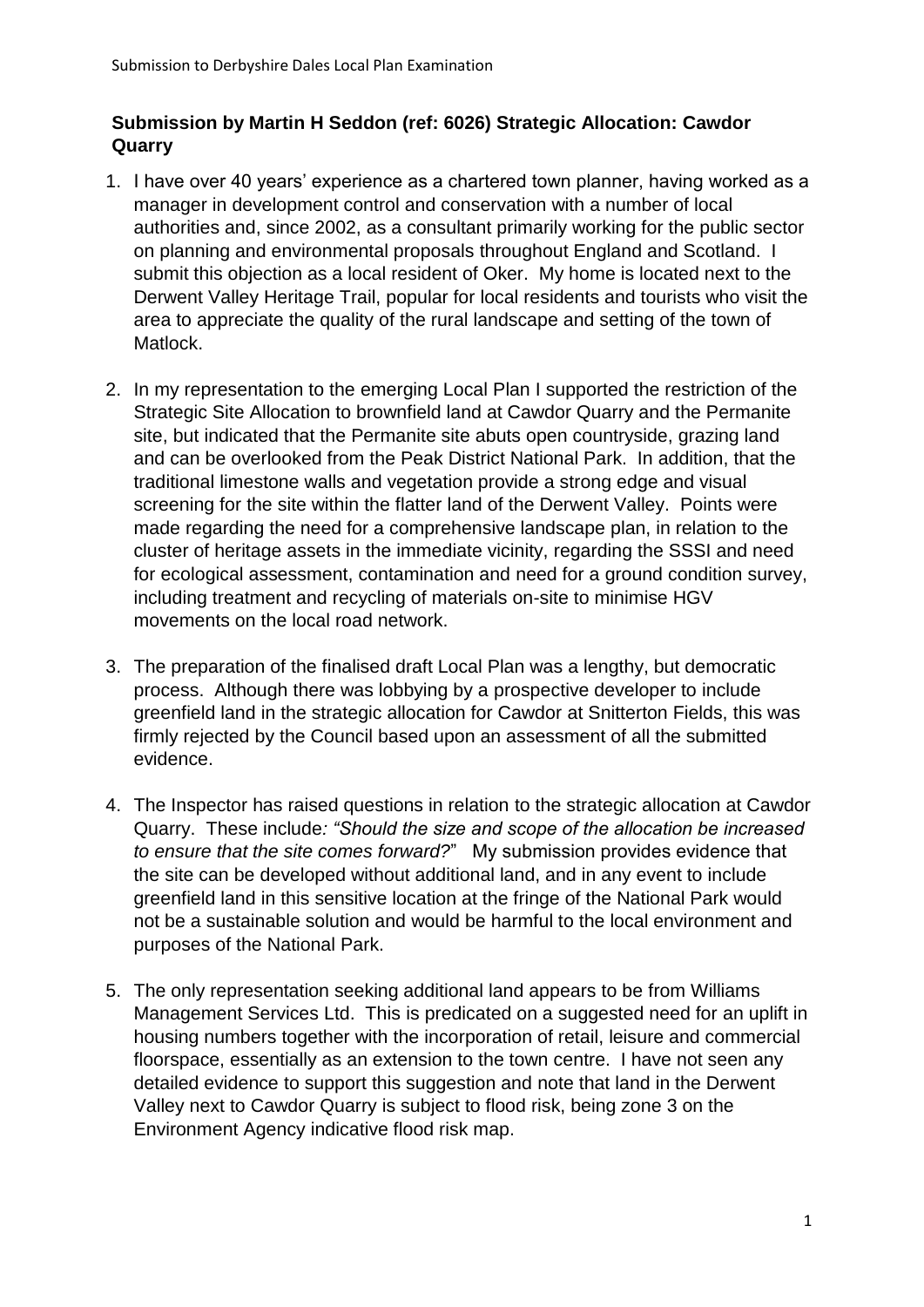## Submission by Martin H Seddon (ref: 6026) Strategic Allocation: Cawdor Quarry

1. I have over 40 years' experience as a chartered town planner, having worked as a manager in development control and conservation with a number of local authorities and, since 2002, as a consultant primarily working for the public sector on planning and environmental proposals throughout England and Scotland. I submit this objection as a local resident of Oker. My home is located next to the Derwent Valley Heritage Trail, popular for local residents and tourists who visit the area to appreciate the quality of the rural landscape and setting of the town of Matlock.

2. In my representation to the emerging Local Plan I supported the restriction of the Strategic Site Allocation to brownfield land at Cawdor Quarry and the Permanite site, but indicated that the Permanite site abuts open countryside, grazing land and can be overlooked from the Peak District National Park. In addition, that the traditional limestone walls and vegetation provide a strong edge and visual screening for the site within the flatter land of the Derwent Valley. Points were made regarding the need for a comprehensive landscape plan, in relation to the cluster of heritage assets in the immediate vicinity, regarding the SSSI and need for ecological assessment, contamination and need for a ground condition survey, including treatment and recycling of materials on-site to minimise HGV movements on the local road network.

3. The preparation of the finalised draft Local Plan was a lengthy, but democratic process. Although there was lobbying by a prospective developer to include greenfield land in the strategic allocation for Cawdor at Snitterton Fields, this was firmly rejected by the Council based upon an assessment of all the submitted evidence.

4. The Inspector has raised questions in relation to the strategic allocation at Cawdor Quarry. These include*: "Should the size and scope of the allocation be increased to ensure that the site comes forward?*" My submission provides evidence that the site can be developed without additional land, and in any event to include greenfield land in this sensitive location at the fringe of the National Park would not be a sustainable solution and would be harmful to the local environment and purposes of the National Park.

5. The only representation seeking additional land appears to be from Williams Management Services Ltd. This is predicated on a suggested need for an uplift in housing numbers together with the incorporation of retail, leisure and commercial floorspace, essentially as an extension to the town centre. I have not seen any detailed evidence to support this suggestion and note that land in the Derwent Valley next to Cawdor Quarry is subject to flood risk, being zone 3 on the Environment Agency indicative flood risk map.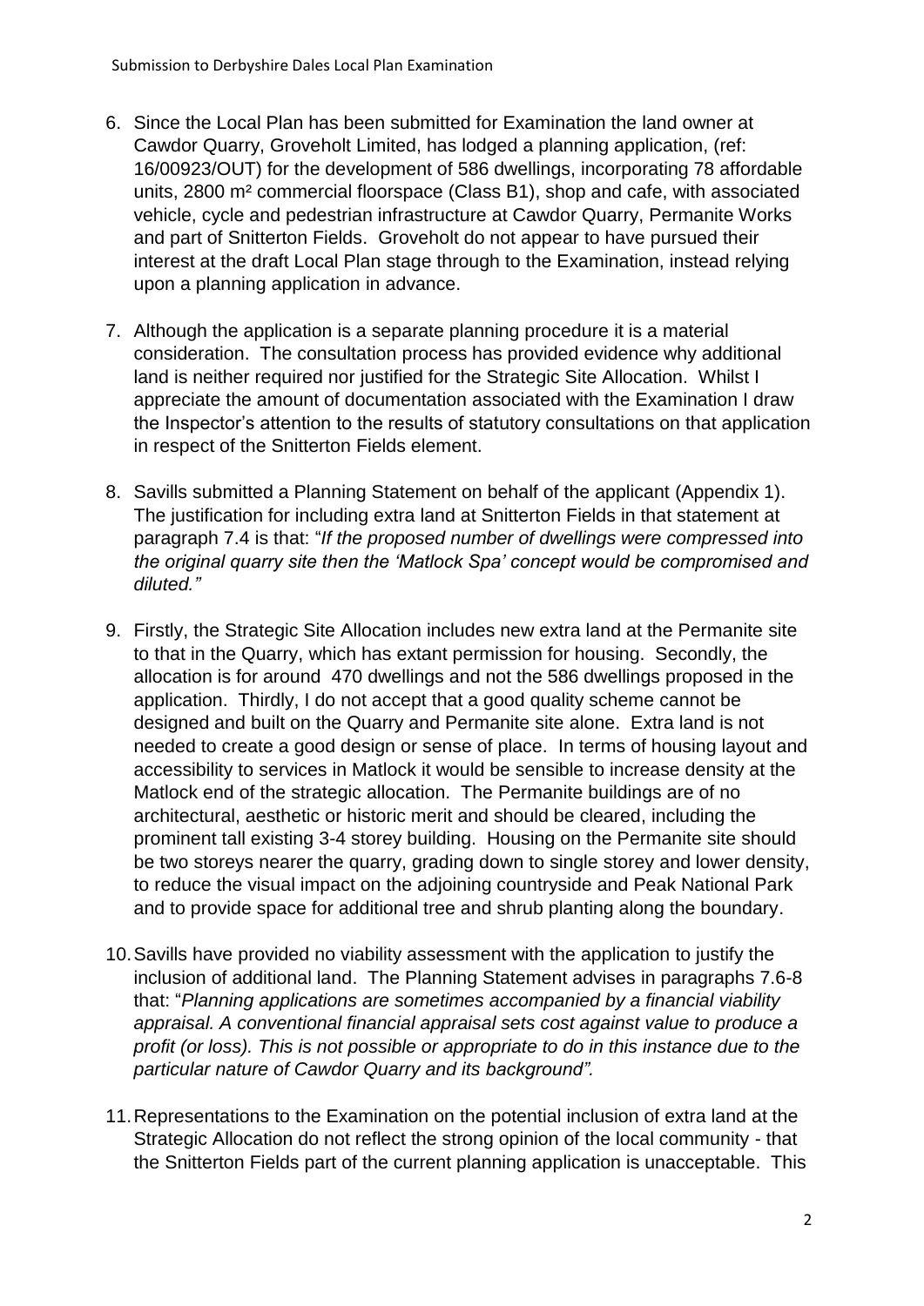6. Since the Local Plan has been submitted for Examination the land owner at Cawdor Quarry, Groveholt Limited, has lodged a planning application, (ref: 16/00923/OUT) for the development of 586 dwellings, incorporating 78 affordable units, 2800 m² commercial floorspace (Class B1), shop and cafe, with associated vehicle, cycle and pedestrian infrastructure at Cawdor Quarry, Permanite Works and part of Snitterton Fields. Groveholt do not appear to have pursued their interest at the draft Local Plan stage through to the Examination, instead relying upon a planning application in advance.

7. Although the application is a separate planning procedure it is a material consideration. The consultation process has provided evidence why additional land is neither required nor justified for the Strategic Site Allocation. Whilst I appreciate the amount of documentation associated with the Examination I draw the Inspector's attention to the results of statutory consultations on that application in respect of the Snitterton Fields element.

8. Savills submitted a Planning Statement on behalf of the applicant (Appendix 1). The justification for including extra land at Snitterton Fields in that statement at paragraph 7.4 is that: "*If the proposed number of dwellings were compressed into the original quarry site then the 'Matlock Spa' concept would be compromised and diluted.*"

9. Firstly, the Strategic Site Allocation includes new extra land at the Permanite site to that in the Quarry, which has extant permission for housing. Secondly, the allocation is for around 470 dwellings and not the 586 dwellings proposed in the application. Thirdly, I do not accept that a good quality scheme cannot be designed and built on the Quarry and Permanite site alone. Extra land is not needed to create a good design or sense of place. In terms of housing layout and accessibility to services in Matlock it would be sensible to increase density at the Matlock end of the strategic allocation. The Permanite buildings are of no architectural, aesthetic or historic merit and should be cleared, including the prominent tall existing 3-4 storey building. Housing on the Permanite site should be two storeys nearer the quarry, grading down to single storey and lower density, to reduce the visual impact on the adjoining countryside and Peak National Park and to provide space for additional tree and shrub planting along the boundary.

10. Savills have provided no viability assessment with the application to justify the inclusion of additional land. The Planning Statement advises in paragraphs 7.6-8 that: "*Planning applications are sometimes accompanied by a financial viability appraisal. A conventional financial appraisal sets cost against value to produce a profit (or loss). This is not possible or appropriate to do in this instance due to the particular nature of Cawdor Quarry and its background".*

11. Representations to the Examination on the potential inclusion of extra land at the Strategic Allocation do not reflect the strong opinion of the local community - that the Snitterton Fields part of the current planning application is unacceptable. This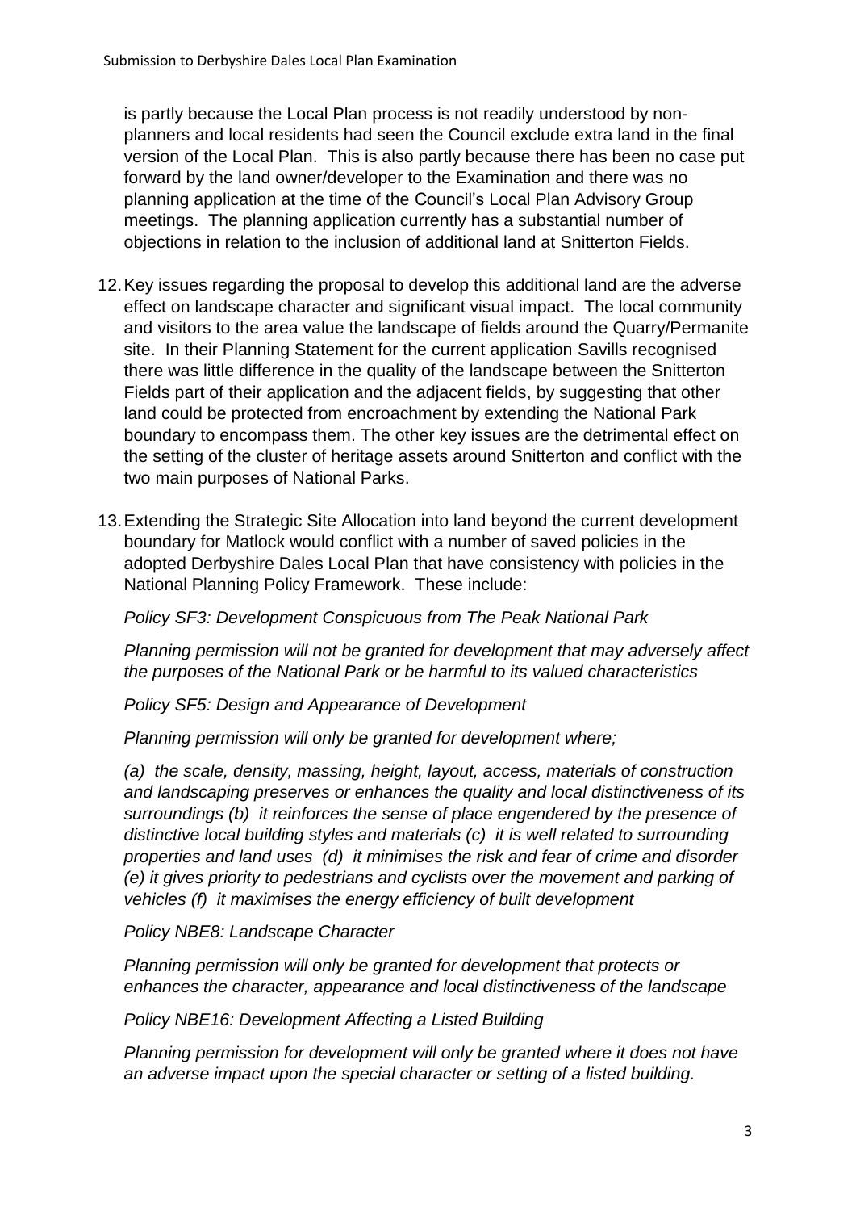is partly because the Local Plan process is not readily understood by non-planners and local residents had seen the Council exclude extra land in the final version of the Local Plan. This is also partly because there has been no case put forward by the land owner/developer to the Examination and there was no planning application at the time of the Council's Local Plan Advisory Group meetings. The planning application currently has a substantial number of objections in relation to the inclusion of additional land at Snitterton Fields.

12. Key issues regarding the proposal to develop this additional land are the adverse effect on landscape character and significant visual impact. The local community and visitors to the area value the landscape of fields around the Quarry/Permanite site. In their Planning Statement for the current application Savills recognised there was little difference in the quality of the landscape between the Snitterton Fields part of their application and the adjacent fields, by suggesting that other land could be protected from encroachment by extending the National Park boundary to encompass them. The other key issues are the detrimental effect on the setting of the cluster of heritage assets around Snitterton and conflict with the two main purposes of National Parks.

13. Extending the Strategic Site Allocation into land beyond the current development boundary for Matlock would conflict with a number of saved policies in the adopted Derbyshire Dales Local Plan that have consistency with policies in the National Planning Policy Framework. These include:

    *Policy SF3: Development Conspicuous from The Peak National Park*

    *Planning permission will not be granted for development that may adversely affect the purposes of the National Park or be harmful to its valued characteristics*

    *Policy SF5: Design and Appearance of Development*

    *Planning permission will only be granted for development where;*

    *(a) the scale, density, massing, height, layout, access, materials of construction and landscaping preserves or enhances the quality and local distinctiveness of its surroundings (b) it reinforces the sense of place engendered by the presence of distinctive local building styles and materials (c) it is well related to surrounding properties and land uses (d) it minimises the risk and fear of crime and disorder (e) it gives priority to pedestrians and cyclists over the movement and parking of vehicles (f) it maximises the energy efficiency of built development*

    *Policy NBE8: Landscape Character*

    *Planning permission will only be granted for development that protects or enhances the character, appearance and local distinctiveness of the landscape*

    *Policy NBE16: Development Affecting a Listed Building*

    *Planning permission for development will only be granted where it does not have an adverse impact upon the special character or setting of a listed building.*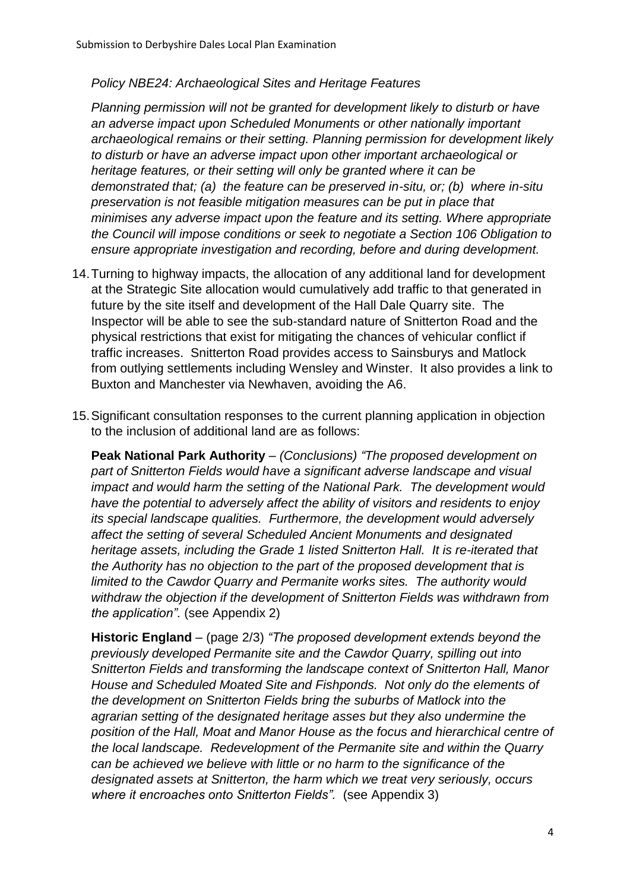*Policy NBE24: Archaeological Sites and Heritage Features*

*Planning permission will not be granted for development likely to disturb or have an adverse impact upon Scheduled Monuments or other nationally important archaeological remains or their setting. Planning permission for development likely to disturb or have an adverse impact upon other important archaeological or heritage features, or their setting will only be granted where it can be demonstrated that; (a) the feature can be preserved in-situ, or; (b) where in-situ preservation is not feasible mitigation measures can be put in place that minimises any adverse impact upon the feature and its setting. Where appropriate the Council will impose conditions or seek to negotiate a Section 106 Obligation to ensure appropriate investigation and recording, before and during development.*

14. Turning to highway impacts, the allocation of any additional land for development at the Strategic Site allocation would cumulatively add traffic to that generated in future by the site itself and development of the Hall Dale Quarry site. The Inspector will be able to see the sub-standard nature of Snitterton Road and the physical restrictions that exist for mitigating the chances of vehicular conflict if traffic increases. Snitterton Road provides access to Sainsburys and Matlock from outlying settlements including Wensley and Winster. It also provides a link to Buxton and Manchester via Newhaven, avoiding the A6.

15. Significant consultation responses to the current planning application in objection to the inclusion of additional land are as follows:

**Peak National Park Authority** – *(Conclusions) "The proposed development on part of Snitterton Fields would have a significant adverse landscape and visual impact and would harm the setting of the National Park. The development would have the potential to adversely affect the ability of visitors and residents to enjoy its special landscape qualities. Furthermore, the development would adversely affect the setting of several Scheduled Ancient Monuments and designated heritage assets, including the Grade 1 listed Snitterton Hall. It is re-iterated that the Authority has no objection to the part of the proposed development that is limited to the Cawdor Quarry and Permanite works sites. The authority would withdraw the objection if the development of Snitterton Fields was withdrawn from the application".* (see Appendix 2)

**Historic England** – (page 2/3) *"The proposed development extends beyond the previously developed Permanite site and the Cawdor Quarry, spilling out into Snitterton Fields and transforming the landscape context of Snitterton Hall, Manor House and Scheduled Moated Site and Fishponds. Not only do the elements of the development on Snitterton Fields bring the suburbs of Matlock into the agrarian setting of the designated heritage asses but they also undermine the position of the Hall, Moat and Manor House as the focus and hierarchical centre of the local landscape. Redevelopment of the Permanite site and within the Quarry can be achieved we believe with little or no harm to the significance of the designated assets at Snitterton, the harm which we treat very seriously, occurs where it encroaches onto Snitterton Fields".* (see Appendix 3)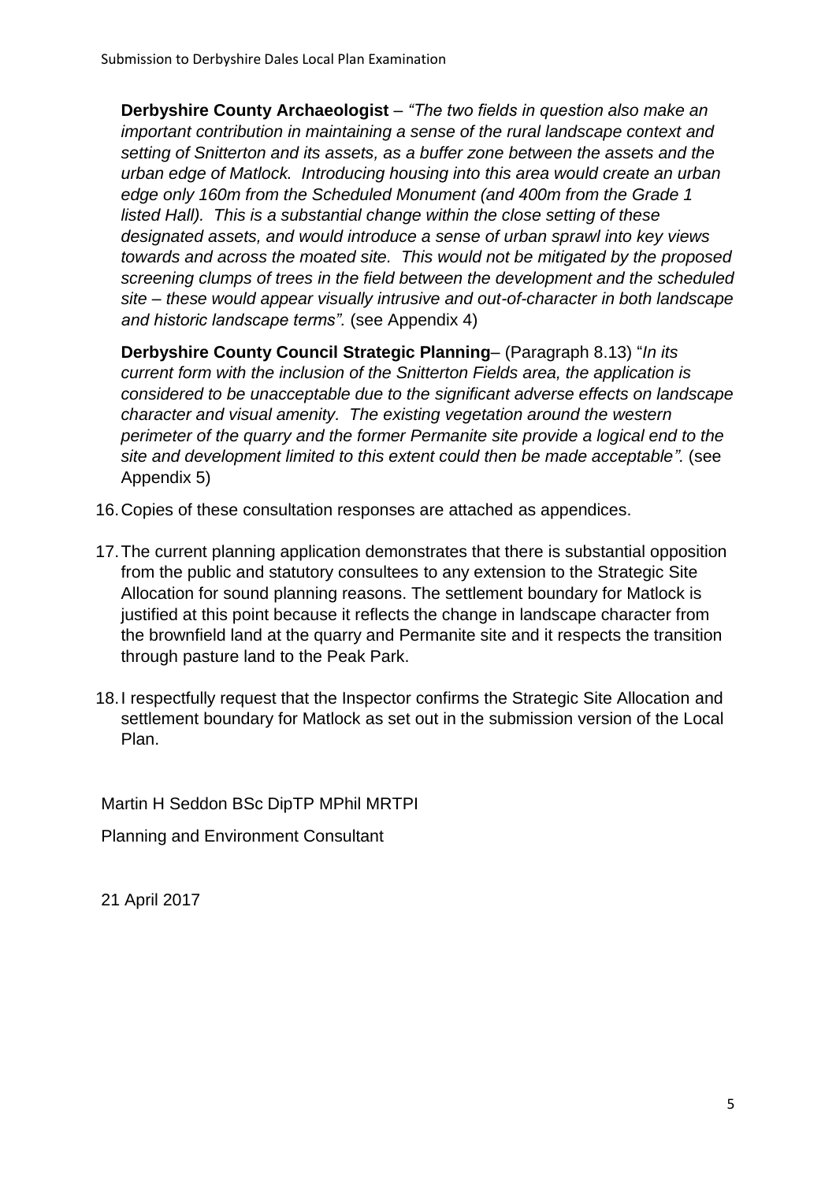**Derbyshire County Archaeologist** – *"The two fields in question also make an important contribution in maintaining a sense of the rural landscape context and setting of Snitterton and its assets, as a buffer zone between the assets and the urban edge of Matlock. Introducing housing into this area would create an urban edge only 160m from the Scheduled Monument (and 400m from the Grade 1 listed Hall). This is a substantial change within the close setting of these designated assets, and would introduce a sense of urban sprawl into key views towards and across the moated site. This would not be mitigated by the proposed screening clumps of trees in the field between the development and the scheduled site – these would appear visually intrusive and out-of-character in both landscape and historic landscape terms".* (see Appendix 4)

**Derbyshire County Council Strategic Planning**– (Paragraph 8.13) "*In its current form with the inclusion of the Snitterton Fields area, the application is considered to be unacceptable due to the significant adverse effects on landscape character and visual amenity. The existing vegetation around the western perimeter of the quarry and the former Permanite site provide a logical end to the site and development limited to this extent could then be made acceptable".* (see Appendix 5)

16. Copies of these consultation responses are attached as appendices.

17. The current planning application demonstrates that there is substantial opposition from the public and statutory consultees to any extension to the Strategic Site Allocation for sound planning reasons. The settlement boundary for Matlock is justified at this point because it reflects the change in landscape character from the brownfield land at the quarry and Permanite site and it respects the transition through pasture land to the Peak Park.

18. I respectfully request that the Inspector confirms the Strategic Site Allocation and settlement boundary for Matlock as set out in the submission version of the Local Plan.

Martin H Seddon BSc DipTP MPhil MRTPI

Planning and Environment Consultant

21 April 2017